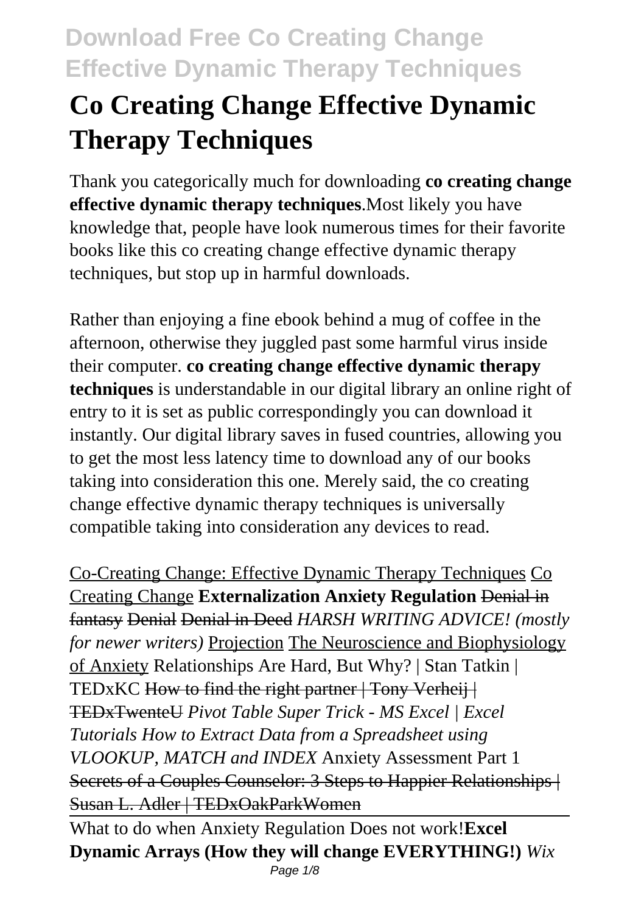# Co Creating Change Effective Dynamic Therapy Techniques

Thank you categorically much for downloading **co creating change effective dynamic therapy techniques**.Most likely you have knowledge that, people have look numerous times for their favorite books like this co creating change effective dynamic therapy techniques, but stop up in harmful downloads.

Rather than enjoying a fine ebook behind a mug of coffee in the afternoon, otherwise they juggled past some harmful virus inside their computer. **co creating change effective dynamic therapy techniques** is understandable in our digital library an online right of entry to it is set as public correspondingly you can download it instantly. Our digital library saves in fused countries, allowing you to get the most less latency time to download any of our books taking into consideration this one. Merely said, the co creating change effective dynamic therapy techniques is universally compatible taking into consideration any devices to read.

Co-Creating Change: Effective Dynamic Therapy Techniques Co Creating Change **Externalization Anxiety Regulation** ~~Denial in fantasy~~ ~~Denial~~ ~~Denial in Deed~~ *HARSH WRITING ADVICE! (mostly for newer writers)* Projection The Neuroscience and Biophysiology of Anxiety Relationships Are Hard, But Why? | Stan Tatkin | TEDxKC ~~How to find the right partner | Tony Verheij | TEDxTwenteU~~ *Pivot Table Super Trick - MS Excel | Excel Tutorials How to Extract Data from a Spreadsheet using VLOOKUP, MATCH and INDEX* Anxiety Assessment Part 1 ~~Secrets of a Couples Counselor: 3 Steps to Happier Relationships | Susan L. Adler | TEDxOakParkWomen~~

What to do when Anxiety Regulation Does not work!**Excel Dynamic Arrays (How they will change EVERYTHING!)** *Wix*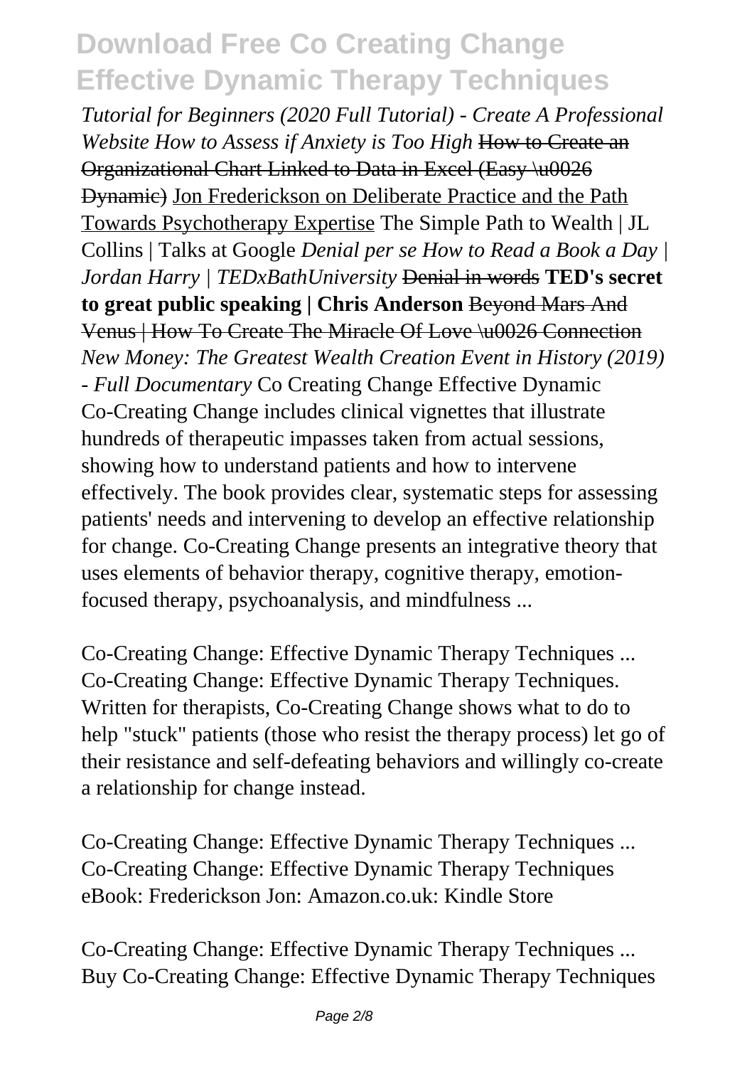*Tutorial for Beginners (2020 Full Tutorial) - Create A Professional Website How to Assess if Anxiety is Too High* ~~How to Create an Organizational Chart Linked to Data in Excel (Easy \u0026 Dynamic)~~ Jon Frederickson on Deliberate Practice and the Path Towards Psychotherapy Expertise The Simple Path to Wealth | JL Collins | Talks at Google *Denial per se How to Read a Book a Day | Jordan Harry | TEDxBathUniversity* ~~Denial in words~~ **TED's secret to great public speaking | Chris Anderson** ~~Beyond Mars And Venus | How To Create The Miracle Of Love \u0026 Connection~~ *New Money: The Greatest Wealth Creation Event in History (2019) - Full Documentary* Co Creating Change Effective Dynamic
Co-Creating Change includes clinical vignettes that illustrate hundreds of therapeutic impasses taken from actual sessions, showing how to understand patients and how to intervene effectively. The book provides clear, systematic steps for assessing patients' needs and intervening to develop an effective relationship for change. Co-Creating Change presents an integrative theory that uses elements of behavior therapy, cognitive therapy, emotion-focused therapy, psychoanalysis, and mindfulness ...

Co-Creating Change: Effective Dynamic Therapy Techniques ...
Co-Creating Change: Effective Dynamic Therapy Techniques. Written for therapists, Co-Creating Change shows what to do to help "stuck" patients (those who resist the therapy process) let go of their resistance and self-defeating behaviors and willingly co-create a relationship for change instead.

Co-Creating Change: Effective Dynamic Therapy Techniques ...
Co-Creating Change: Effective Dynamic Therapy Techniques eBook: Frederickson Jon: Amazon.co.uk: Kindle Store

Co-Creating Change: Effective Dynamic Therapy Techniques ...
Buy Co-Creating Change: Effective Dynamic Therapy Techniques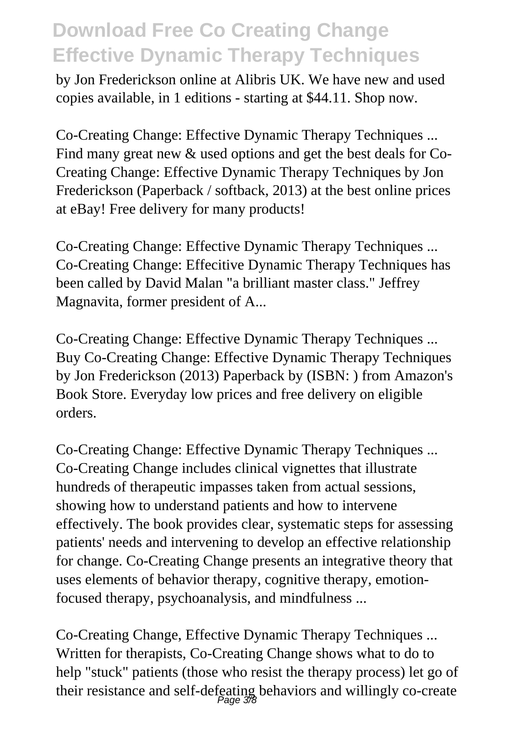by Jon Frederickson online at Alibris UK. We have new and used copies available, in 1 editions - starting at $44.11. Shop now.

Co-Creating Change: Effective Dynamic Therapy Techniques ...
Find many great new & used options and get the best deals for Co-Creating Change: Effective Dynamic Therapy Techniques by Jon Frederickson (Paperback / softback, 2013) at the best online prices at eBay! Free delivery for many products!

Co-Creating Change: Effective Dynamic Therapy Techniques ...
Co-Creating Change: Effecitive Dynamic Therapy Techniques has been called by David Malan "a brilliant master class." Jeffrey Magnavita, former president of A...

Co-Creating Change: Effective Dynamic Therapy Techniques ...
Buy Co-Creating Change: Effective Dynamic Therapy Techniques by Jon Frederickson (2013) Paperback by (ISBN: ) from Amazon's Book Store. Everyday low prices and free delivery on eligible orders.

Co-Creating Change: Effective Dynamic Therapy Techniques ...
Co-Creating Change includes clinical vignettes that illustrate hundreds of therapeutic impasses taken from actual sessions, showing how to understand patients and how to intervene effectively. The book provides clear, systematic steps for assessing patients' needs and intervening to develop an effective relationship for change. Co-Creating Change presents an integrative theory that uses elements of behavior therapy, cognitive therapy, emotion-focused therapy, psychoanalysis, and mindfulness ...

Co-Creating Change, Effective Dynamic Therapy Techniques ...
Written for therapists, Co-Creating Change shows what to do to help "stuck" patients (those who resist the therapy process) let go of their resistance and self-defeating behaviors and willingly co-create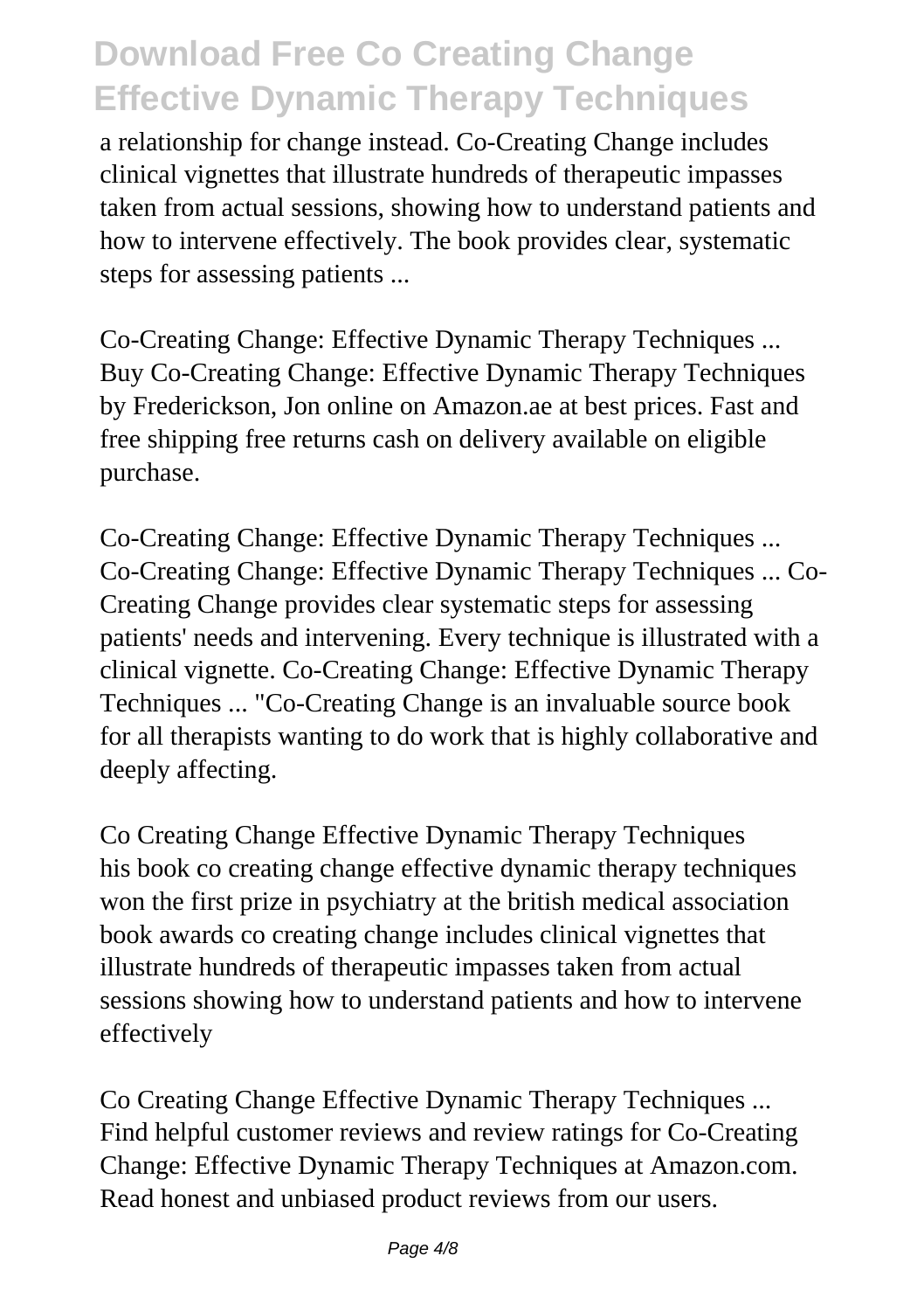a relationship for change instead. Co-Creating Change includes clinical vignettes that illustrate hundreds of therapeutic impasses taken from actual sessions, showing how to understand patients and how to intervene effectively. The book provides clear, systematic steps for assessing patients ...

Co-Creating Change: Effective Dynamic Therapy Techniques ...
Buy Co-Creating Change: Effective Dynamic Therapy Techniques by Frederickson, Jon online on Amazon.ae at best prices. Fast and free shipping free returns cash on delivery available on eligible purchase.

Co-Creating Change: Effective Dynamic Therapy Techniques ...
Co-Creating Change: Effective Dynamic Therapy Techniques ... Co-Creating Change provides clear systematic steps for assessing patients' needs and intervening. Every technique is illustrated with a clinical vignette. Co-Creating Change: Effective Dynamic Therapy Techniques ... "Co-Creating Change is an invaluable source book for all therapists wanting to do work that is highly collaborative and deeply affecting.

Co Creating Change Effective Dynamic Therapy Techniques
his book co creating change effective dynamic therapy techniques won the first prize in psychiatry at the british medical association book awards co creating change includes clinical vignettes that illustrate hundreds of therapeutic impasses taken from actual sessions showing how to understand patients and how to intervene effectively

Co Creating Change Effective Dynamic Therapy Techniques ...
Find helpful customer reviews and review ratings for Co-Creating Change: Effective Dynamic Therapy Techniques at Amazon.com. Read honest and unbiased product reviews from our users.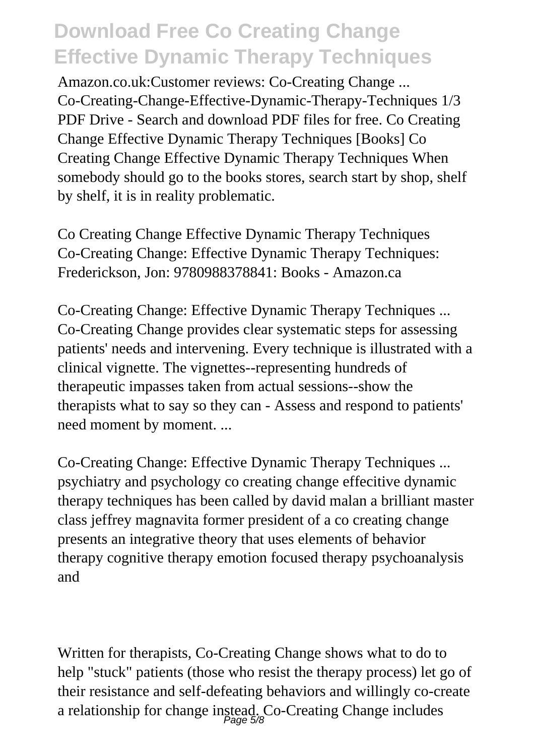Amazon.co.uk:Customer reviews: Co-Creating Change ...
Co-Creating-Change-Effective-Dynamic-Therapy-Techniques 1/3 PDF Drive - Search and download PDF files for free. Co Creating Change Effective Dynamic Therapy Techniques [Books] Co Creating Change Effective Dynamic Therapy Techniques When somebody should go to the books stores, search start by shop, shelf by shelf, it is in reality problematic.

Co Creating Change Effective Dynamic Therapy Techniques
Co-Creating Change: Effective Dynamic Therapy Techniques: Frederickson, Jon: 9780988378841: Books - Amazon.ca

Co-Creating Change: Effective Dynamic Therapy Techniques ...
Co-Creating Change provides clear systematic steps for assessing patients' needs and intervening. Every technique is illustrated with a clinical vignette. The vignettes--representing hundreds of therapeutic impasses taken from actual sessions--show the therapists what to say so they can - Assess and respond to patients' need moment by moment. ...

Co-Creating Change: Effective Dynamic Therapy Techniques ...
psychiatry and psychology co creating change effecitive dynamic therapy techniques has been called by david malan a brilliant master class jeffrey magnavita former president of a co creating change presents an integrative theory that uses elements of behavior therapy cognitive therapy emotion focused therapy psychoanalysis and

Written for therapists, Co-Creating Change shows what to do to help "stuck" patients (those who resist the therapy process) let go of their resistance and self-defeating behaviors and willingly co-create a relationship for change instead. Co-Creating Change includes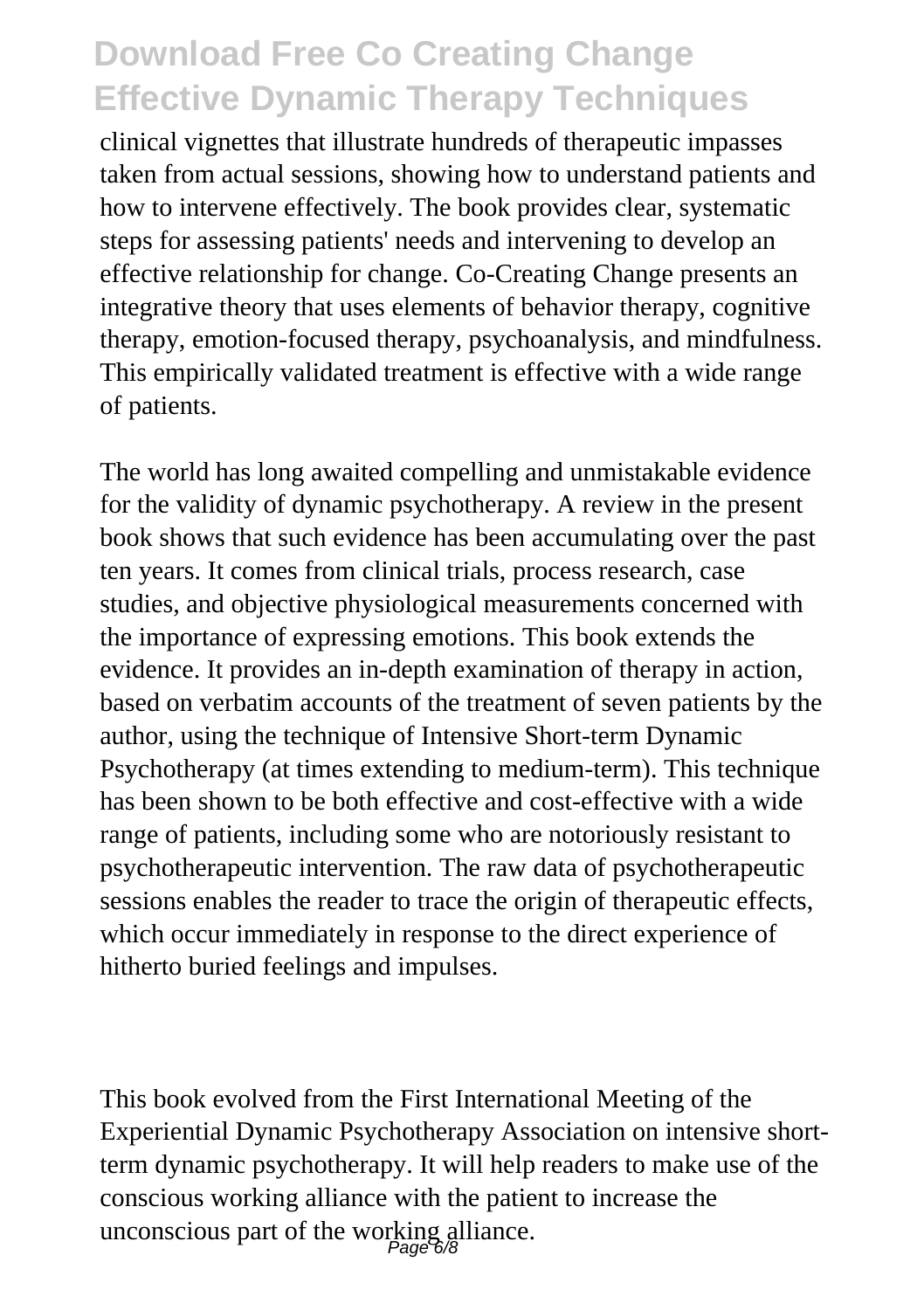clinical vignettes that illustrate hundreds of therapeutic impasses taken from actual sessions, showing how to understand patients and how to intervene effectively. The book provides clear, systematic steps for assessing patients' needs and intervening to develop an effective relationship for change. Co-Creating Change presents an integrative theory that uses elements of behavior therapy, cognitive therapy, emotion-focused therapy, psychoanalysis, and mindfulness. This empirically validated treatment is effective with a wide range of patients.

The world has long awaited compelling and unmistakable evidence for the validity of dynamic psychotherapy. A review in the present book shows that such evidence has been accumulating over the past ten years. It comes from clinical trials, process research, case studies, and objective physiological measurements concerned with the importance of expressing emotions. This book extends the evidence. It provides an in-depth examination of therapy in action, based on verbatim accounts of the treatment of seven patients by the author, using the technique of Intensive Short-term Dynamic Psychotherapy (at times extending to medium-term). This technique has been shown to be both effective and cost-effective with a wide range of patients, including some who are notoriously resistant to psychotherapeutic intervention. The raw data of psychotherapeutic sessions enables the reader to trace the origin of therapeutic effects, which occur immediately in response to the direct experience of hitherto buried feelings and impulses.

This book evolved from the First International Meeting of the Experiential Dynamic Psychotherapy Association on intensive short-term dynamic psychotherapy. It will help readers to make use of the conscious working alliance with the patient to increase the unconscious part of the working alliance.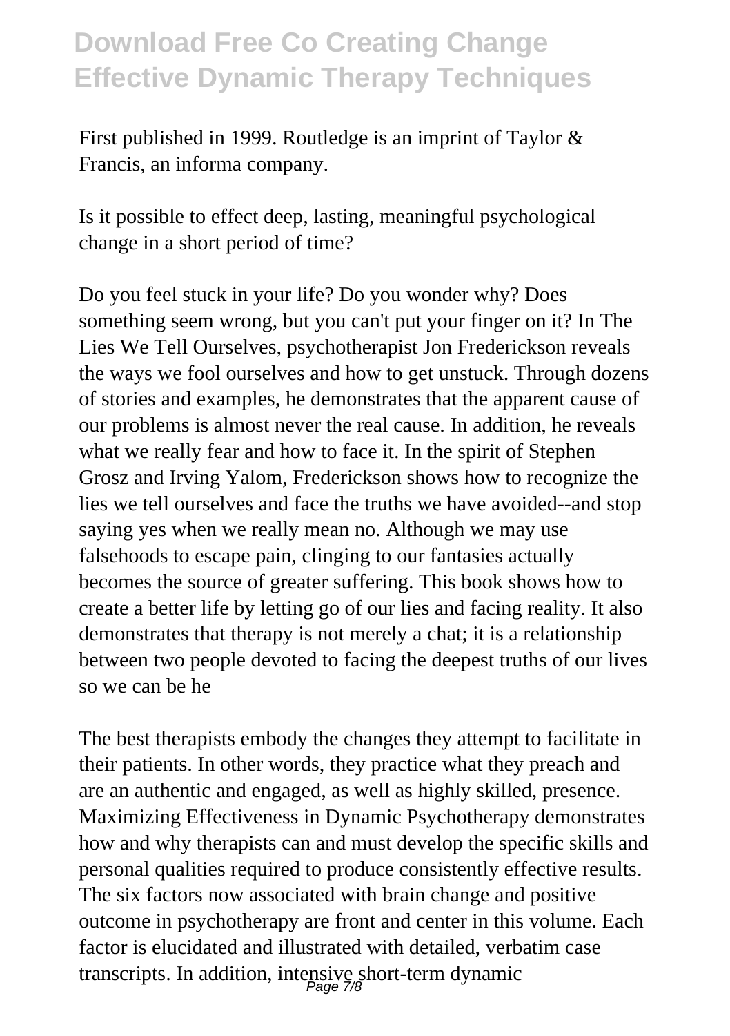First published in 1999. Routledge is an imprint of Taylor & Francis, an informa company.

Is it possible to effect deep, lasting, meaningful psychological change in a short period of time?

Do you feel stuck in your life? Do you wonder why? Does something seem wrong, but you can't put your finger on it? In The Lies We Tell Ourselves, psychotherapist Jon Frederickson reveals the ways we fool ourselves and how to get unstuck. Through dozens of stories and examples, he demonstrates that the apparent cause of our problems is almost never the real cause. In addition, he reveals what we really fear and how to face it. In the spirit of Stephen Grosz and Irving Yalom, Frederickson shows how to recognize the lies we tell ourselves and face the truths we have avoided--and stop saying yes when we really mean no. Although we may use falsehoods to escape pain, clinging to our fantasies actually becomes the source of greater suffering. This book shows how to create a better life by letting go of our lies and facing reality. It also demonstrates that therapy is not merely a chat; it is a relationship between two people devoted to facing the deepest truths of our lives so we can be he

The best therapists embody the changes they attempt to facilitate in their patients. In other words, they practice what they preach and are an authentic and engaged, as well as highly skilled, presence. Maximizing Effectiveness in Dynamic Psychotherapy demonstrates how and why therapists can and must develop the specific skills and personal qualities required to produce consistently effective results. The six factors now associated with brain change and positive outcome in psychotherapy are front and center in this volume. Each factor is elucidated and illustrated with detailed, verbatim case transcripts. In addition, intensive short-term dynamic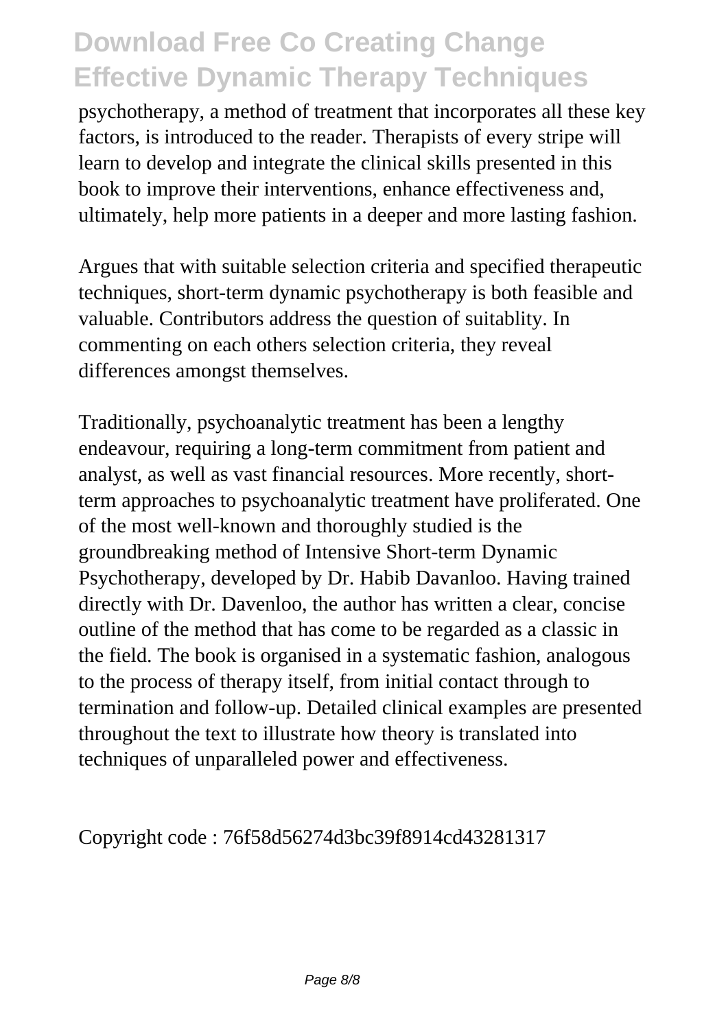psychotherapy, a method of treatment that incorporates all these key factors, is introduced to the reader. Therapists of every stripe will learn to develop and integrate the clinical skills presented in this book to improve their interventions, enhance effectiveness and, ultimately, help more patients in a deeper and more lasting fashion.

Argues that with suitable selection criteria and specified therapeutic techniques, short-term dynamic psychotherapy is both feasible and valuable. Contributors address the question of suitablity. In commenting on each others selection criteria, they reveal differences amongst themselves.

Traditionally, psychoanalytic treatment has been a lengthy endeavour, requiring a long-term commitment from patient and analyst, as well as vast financial resources. More recently, short-term approaches to psychoanalytic treatment have proliferated. One of the most well-known and thoroughly studied is the groundbreaking method of Intensive Short-term Dynamic Psychotherapy, developed by Dr. Habib Davanloo. Having trained directly with Dr. Davenloo, the author has written a clear, concise outline of the method that has come to be regarded as a classic in the field. The book is organised in a systematic fashion, analogous to the process of therapy itself, from initial contact through to termination and follow-up. Detailed clinical examples are presented throughout the text to illustrate how theory is translated into techniques of unparalleled power and effectiveness.

Copyright code : 76f58d56274d3bc39f8914cd43281317